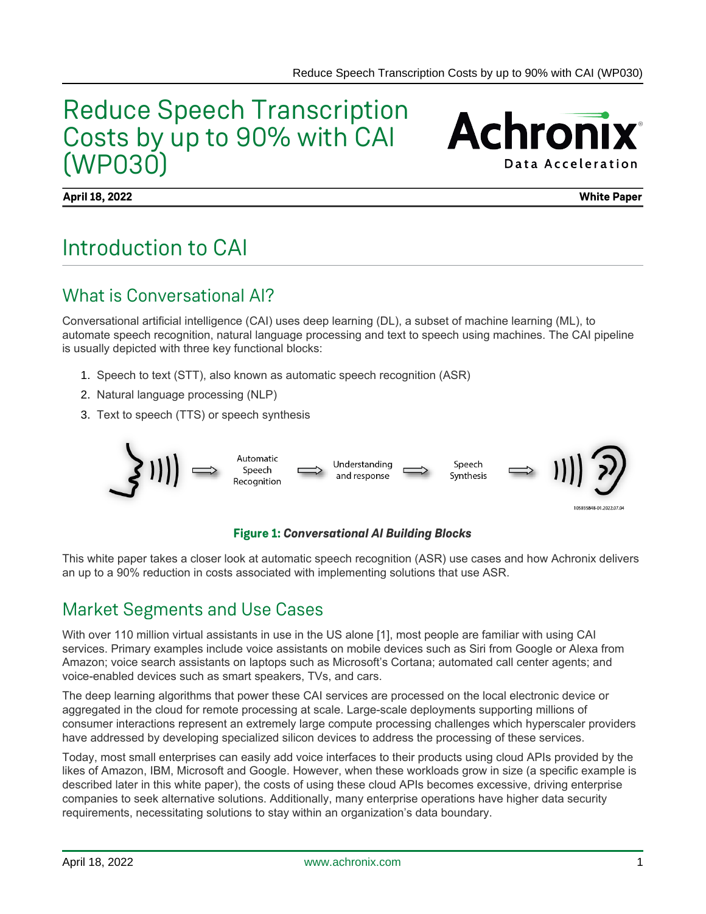# Reduce Speech Transcription Costs by up to 90% with CAI (WP030)

**April 18, 2022** **White Paper**

## Introduction to CAI

### What is Conversational AI?

Conversational artificial intelligence (CAI) uses deep learning (DL), a subset of machine learning (ML), to automate speech recognition, natural language processing and text to speech using machines. The CAI pipeline is usually depicted with three key functional blocks:

1. Speech to text (STT), also known as automatic speech recognition (ASR)
2. Natural language processing (NLP)
3. Text to speech (TTS) or speech synthesis

Automatic Speech Recognition ⇒ Understanding and response ⇒ Speech Synthesis

**Figure 1:** ***Conversational AI Building Blocks***

This white paper takes a closer look at automatic speech recognition (ASR) use cases and how Achronix delivers an up to a 90% reduction in costs associated with implementing solutions that use ASR.

### Market Segments and Use Cases

With over 110 million virtual assistants in use in the US alone [1], most people are familiar with using CAI services. Primary examples include voice assistants on mobile devices such as Siri from Google or Alexa from Amazon; voice search assistants on laptops such as Microsoft's Cortana; automated call center agents; and voice-enabled devices such as smart speakers, TVs, and cars.

The deep learning algorithms that power these CAI services are processed on the local electronic device or aggregated in the cloud for remote processing at scale. Large-scale deployments supporting millions of consumer interactions represent an extremely large compute processing challenges which hyperscaler providers have addressed by developing specialized silicon devices to address the processing of these services.

Today, most small enterprises can easily add voice interfaces to their products using cloud APIs provided by the likes of Amazon, IBM, Microsoft and Google. However, when these workloads grow in size (a specific example is described later in this white paper), the costs of using these cloud APIs becomes excessive, driving enterprise companies to seek alternative solutions. Additionally, many enterprise operations have higher data security requirements, necessitating solutions to stay within an organization's data boundary.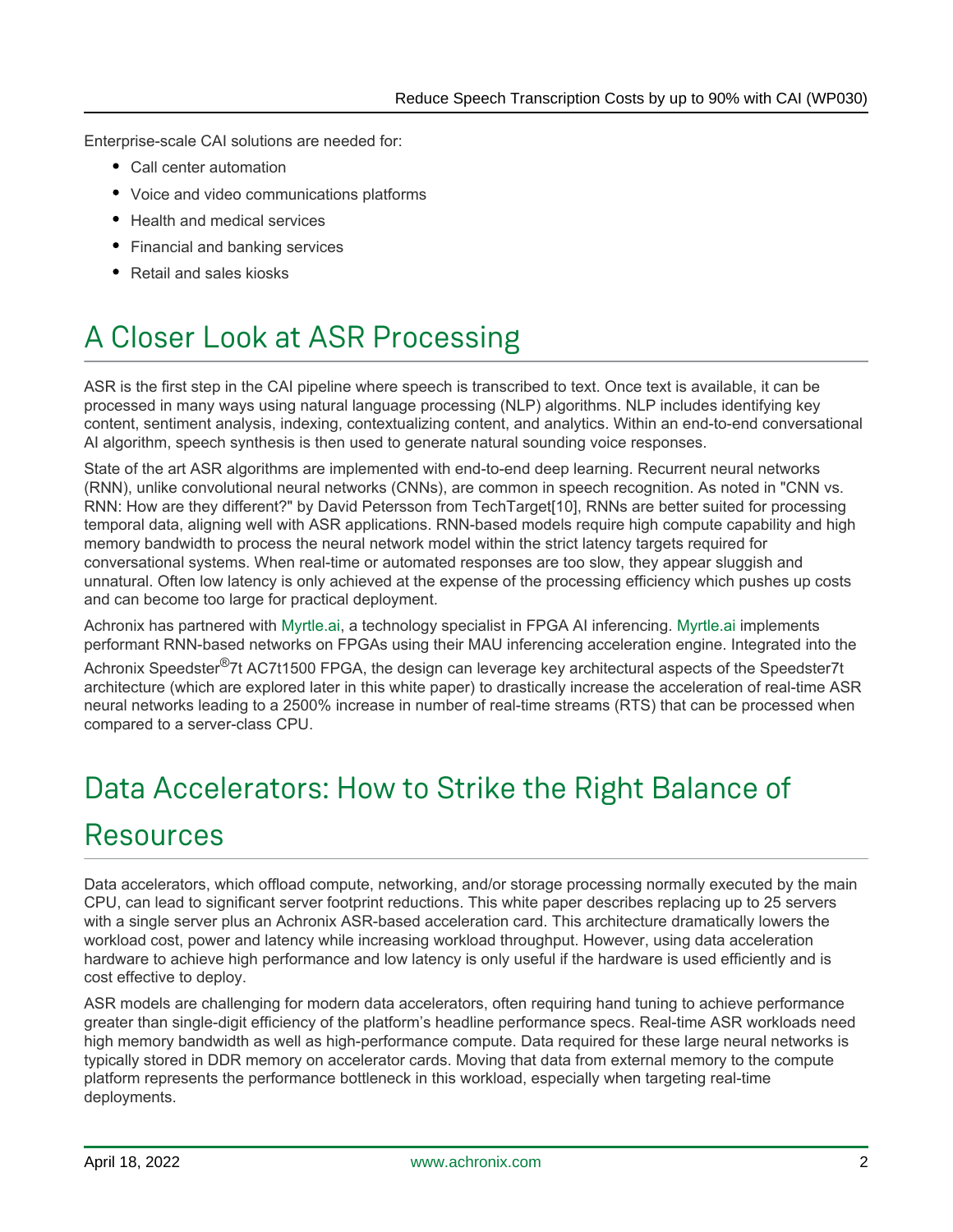Enterprise-scale CAI solutions are needed for:

- Call center automation
- Voice and video communications platforms
- Health and medical services
- Financial and banking services
- Retail and sales kiosks

# A Closer Look at ASR Processing

ASR is the first step in the CAI pipeline where speech is transcribed to text. Once text is available, it can be processed in many ways using natural language processing (NLP) algorithms. NLP includes identifying key content, sentiment analysis, indexing, contextualizing content, and analytics. Within an end-to-end conversational AI algorithm, speech synthesis is then used to generate natural sounding voice responses.

State of the art ASR algorithms are implemented with end-to-end deep learning. Recurrent neural networks (RNN), unlike convolutional neural networks (CNNs), are common in speech recognition. As noted in "CNN vs. RNN: How are they different?" by David Petersson from TechTarget[10], RNNs are better suited for processing temporal data, aligning well with ASR applications. RNN-based models require high compute capability and high memory bandwidth to process the neural network model within the strict latency targets required for conversational systems. When real-time or automated responses are too slow, they appear sluggish and unnatural. Often low latency is only achieved at the expense of the processing efficiency which pushes up costs and can become too large for practical deployment.

Achronix has partnered with Myrtle.ai, a technology specialist in FPGA AI inferencing. Myrtle.ai implements performant RNN-based networks on FPGAs using their MAU inferencing acceleration engine. Integrated into the Achronix Speedster®7t AC7t1500 FPGA, the design can leverage key architectural aspects of the Speedster7t architecture (which are explored later in this white paper) to drastically increase the acceleration of real-time ASR neural networks leading to a 2500% increase in number of real-time streams (RTS) that can be processed when compared to a server-class CPU.

# Data Accelerators: How to Strike the Right Balance of Resources

Data accelerators, which offload compute, networking, and/or storage processing normally executed by the main CPU, can lead to significant server footprint reductions. This white paper describes replacing up to 25 servers with a single server plus an Achronix ASR-based acceleration card. This architecture dramatically lowers the workload cost, power and latency while increasing workload throughput. However, using data acceleration hardware to achieve high performance and low latency is only useful if the hardware is used efficiently and is cost effective to deploy.

ASR models are challenging for modern data accelerators, often requiring hand tuning to achieve performance greater than single-digit efficiency of the platform's headline performance specs. Real-time ASR workloads need high memory bandwidth as well as high-performance compute. Data required for these large neural networks is typically stored in DDR memory on accelerator cards. Moving that data from external memory to the compute platform represents the performance bottleneck in this workload, especially when targeting real-time deployments.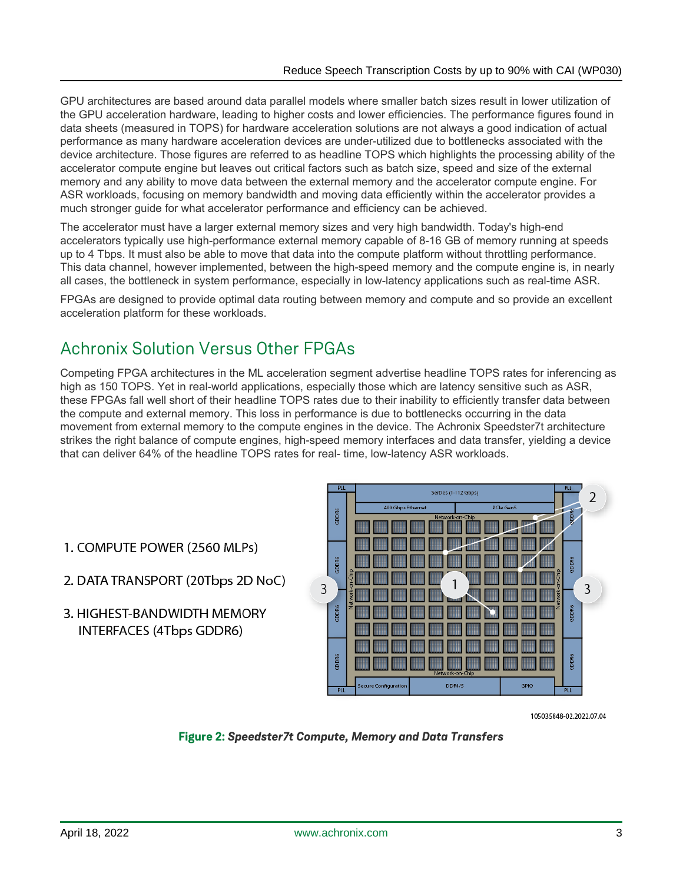GPU architectures are based around data parallel models where smaller batch sizes result in lower utilization of the GPU acceleration hardware, leading to higher costs and lower efficiencies. The performance figures found in data sheets (measured in TOPS) for hardware acceleration solutions are not always a good indication of actual performance as many hardware acceleration devices are under-utilized due to bottlenecks associated with the device architecture. Those figures are referred to as headline TOPS which highlights the processing ability of the accelerator compute engine but leaves out critical factors such as batch size, speed and size of the external memory and any ability to move data between the external memory and the accelerator compute engine. For ASR workloads, focusing on memory bandwidth and moving data efficiently within the accelerator provides a much stronger guide for what accelerator performance and efficiency can be achieved.

The accelerator must have a larger external memory sizes and very high bandwidth. Today's high-end accelerators typically use high-performance external memory capable of 8-16 GB of memory running at speeds up to 4 Tbps. It must also be able to move that data into the compute platform without throttling performance. This data channel, however implemented, between the high-speed memory and the compute engine is, in nearly all cases, the bottleneck in system performance, especially in low-latency applications such as real-time ASR.

FPGAs are designed to provide optimal data routing between memory and compute and so provide an excellent acceleration platform for these workloads.

## Achronix Solution Versus Other FPGAs

Competing FPGA architectures in the ML acceleration segment advertise headline TOPS rates for inferencing as high as 150 TOPS. Yet in real-world applications, especially those which are latency sensitive such as ASR, these FPGAs fall well short of their headline TOPS rates due to their inability to efficiently transfer data between the compute and external memory. This loss in performance is due to bottlenecks occurring in the data movement from external memory to the compute engines in the device. The Achronix Speedster7t architecture strikes the right balance of compute engines, high-speed memory interfaces and data transfer, yielding a device that can deliver 64% of the headline TOPS rates for real- time, low-latency ASR workloads.

1. COMPUTE POWER (2560 MLPs)
2. DATA TRANSPORT (20Tbps 2D NoC)
3. HIGHEST-BANDWIDTH MEMORY INTERFACES (4Tbps GDDR6)

105035848-02.2022.07.04

**Figure 2:** ***Speedster7t Compute, Memory and Data Transfers***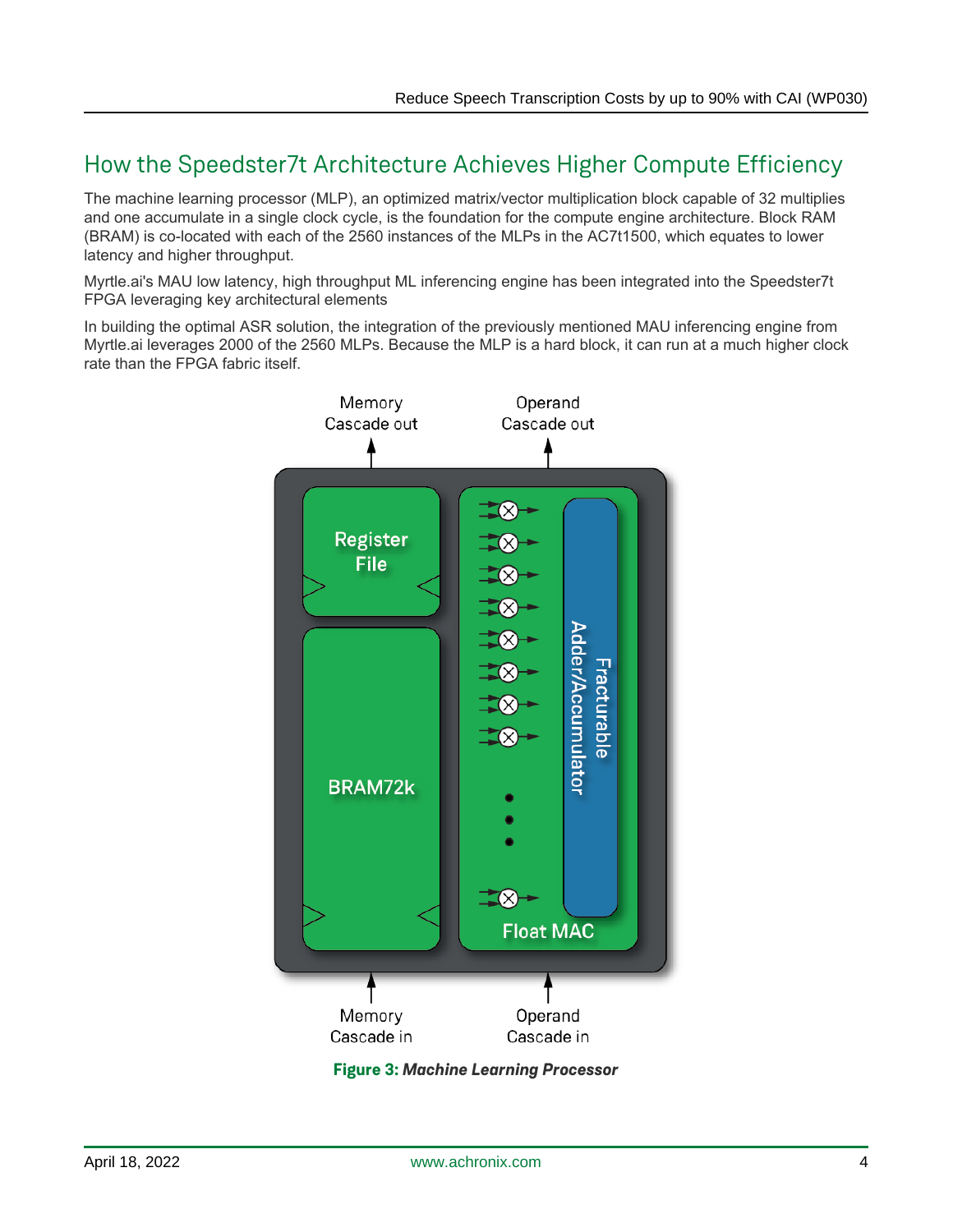## How the Speedster7t Architecture Achieves Higher Compute Efficiency

The machine learning processor (MLP), an optimized matrix/vector multiplication block capable of 32 multiplies and one accumulate in a single clock cycle, is the foundation for the compute engine architecture. Block RAM (BRAM) is co-located with each of the 2560 instances of the MLPs in the AC7t1500, which equates to lower latency and higher throughput.

Myrtle.ai's MAU low latency, high throughput ML inferencing engine has been integrated into the Speedster7t FPGA leveraging key architectural elements

In building the optimal ASR solution, the integration of the previously mentioned MAU inferencing engine from Myrtle.ai leverages 2000 of the 2560 MLPs. Because the MLP is a hard block, it can run at a much higher clock rate than the FPGA fabric itself.

**Figure 3:** ***Machine Learning Processor***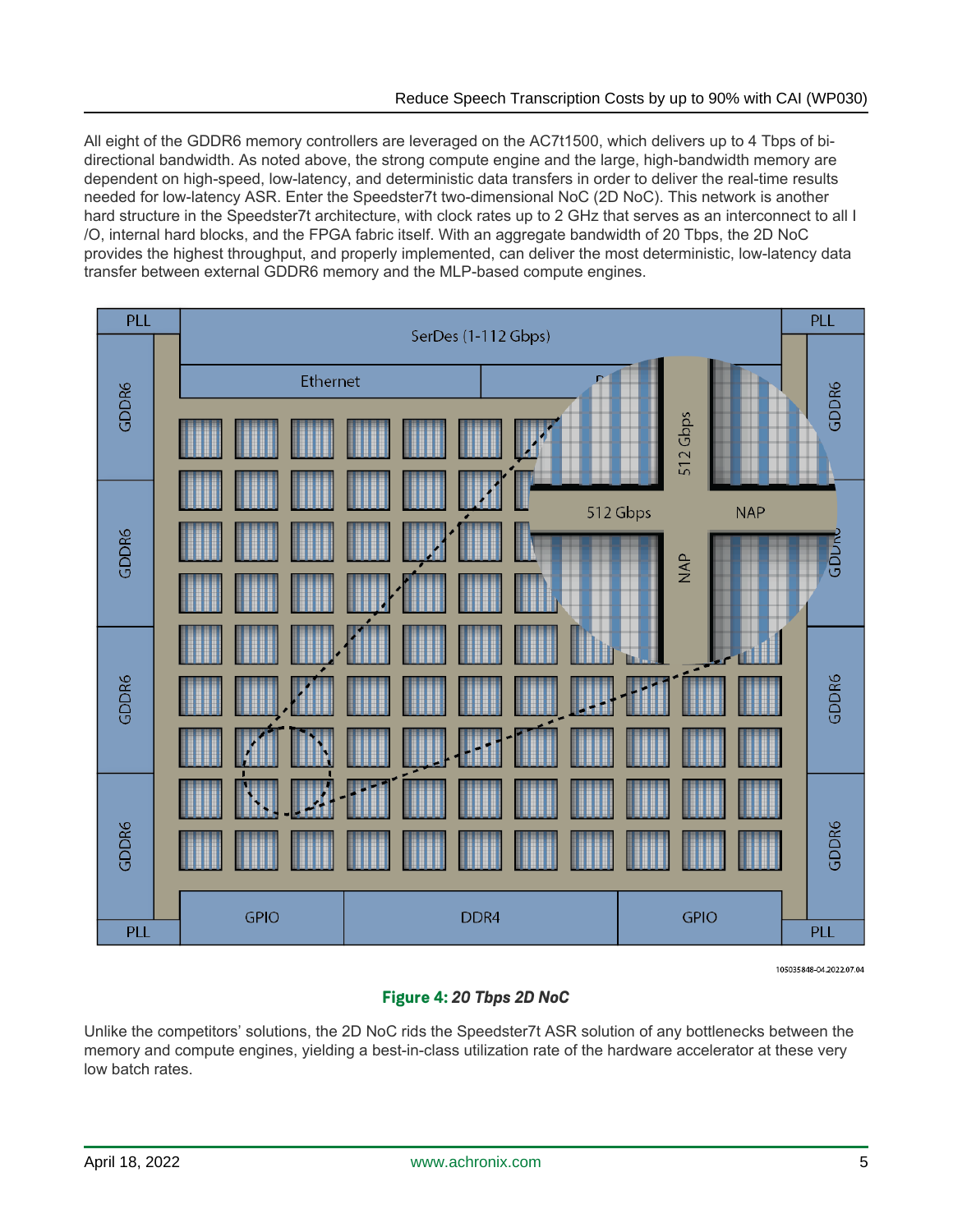All eight of the GDDR6 memory controllers are leveraged on the AC7t1500, which delivers up to 4 Tbps of bi-directional bandwidth. As noted above, the strong compute engine and the large, high-bandwidth memory are dependent on high-speed, low-latency, and deterministic data transfers in order to deliver the real-time results needed for low-latency ASR. Enter the Speedster7t two-dimensional NoC (2D NoC). This network is another hard structure in the Speedster7t architecture, with clock rates up to 2 GHz that serves as an interconnect to all I/O, internal hard blocks, and the FPGA fabric itself. With an aggregate bandwidth of 20 Tbps, the 2D NoC provides the highest throughput, and properly implemented, can deliver the most deterministic, low-latency data transfer between external GDDR6 memory and the MLP-based compute engines.

**Figure 4:** ***20 Tbps 2D NoC***

Unlike the competitors' solutions, the 2D NoC rids the Speedster7t ASR solution of any bottlenecks between the memory and compute engines, yielding a best-in-class utilization rate of the hardware accelerator at these very low batch rates.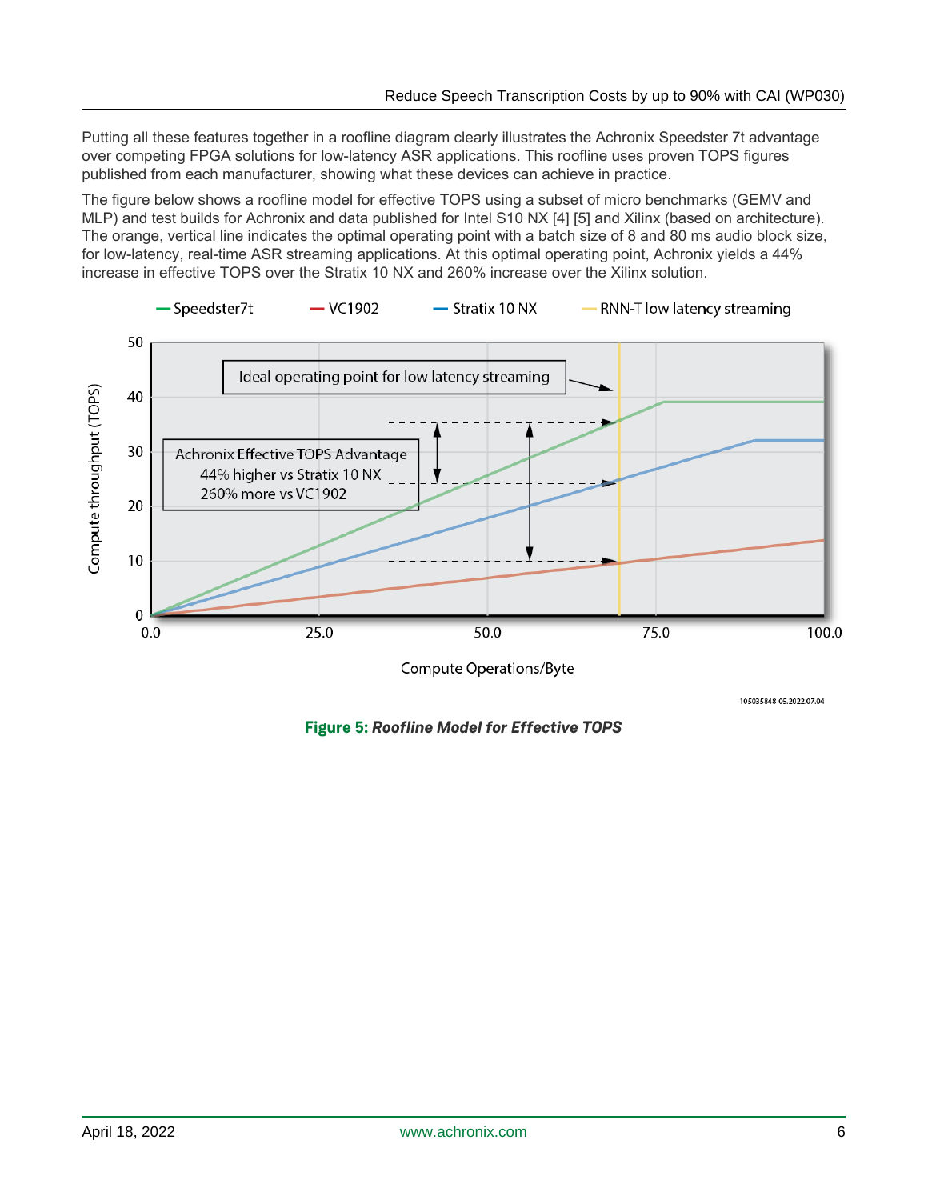Putting all these features together in a roofline diagram clearly illustrates the Achronix Speedster 7t advantage over competing FPGA solutions for low-latency ASR applications. This roofline uses proven TOPS figures published from each manufacturer, showing what these devices can achieve in practice.

The figure below shows a roofline model for effective TOPS using a subset of micro benchmarks (GEMV and MLP) and test builds for Achronix and data published for Intel S10 NX [4] [5] and Xilinx (based on architecture). The orange, vertical line indicates the optimal operating point with a batch size of 8 and 80 ms audio block size, for low-latency, real-time ASR streaming applications. At this optimal operating point, Achronix yields a 44% increase in effective TOPS over the Stratix 10 NX and 260% increase over the Xilinx solution.

**Figure 5: *Roofline Model for Effective TOPS***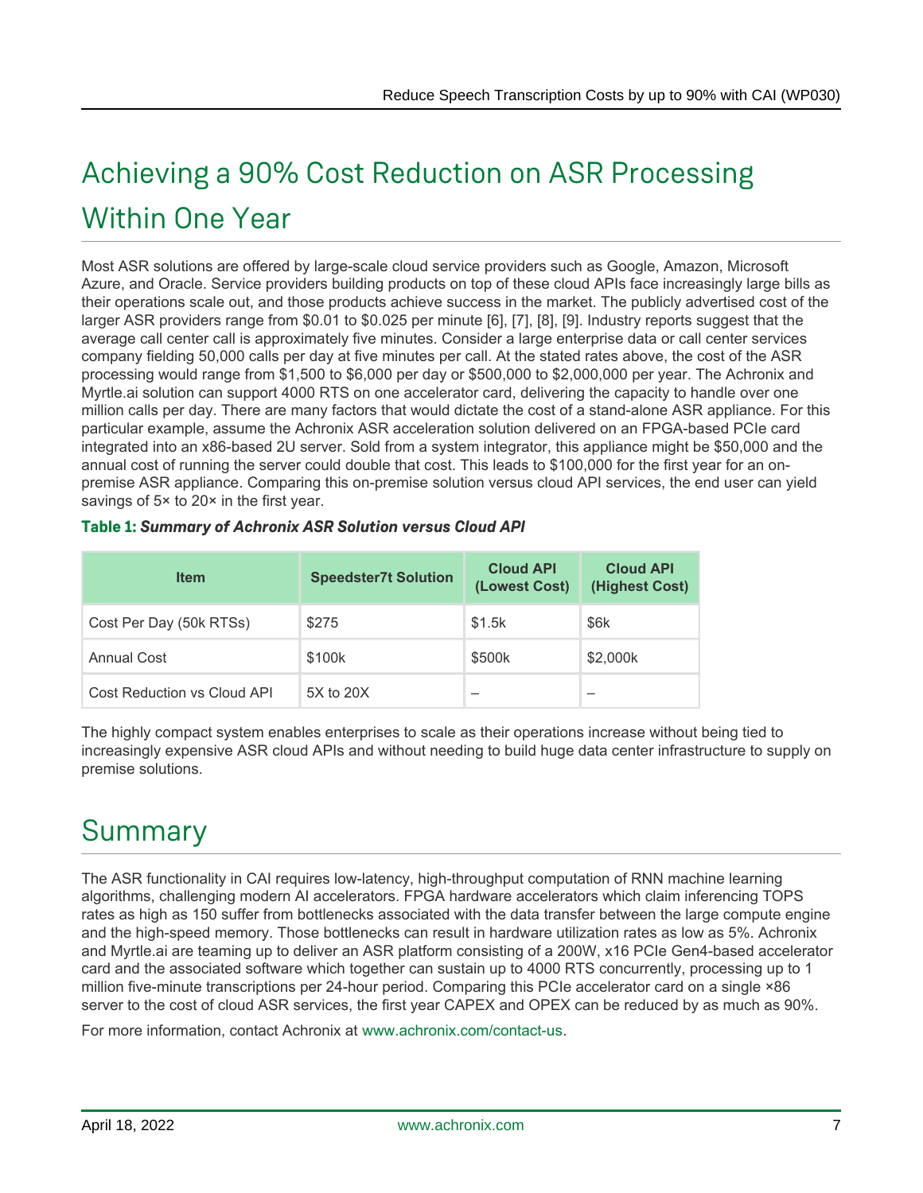# Achieving a 90% Cost Reduction on ASR Processing Within One Year

Most ASR solutions are offered by large-scale cloud service providers such as Google, Amazon, Microsoft Azure, and Oracle. Service providers building products on top of these cloud APIs face increasingly large bills as their operations scale out, and those products achieve success in the market. The publicly advertised cost of the larger ASR providers range from $0.01 to $0.025 per minute [6], [7], [8], [9]. Industry reports suggest that the average call center call is approximately five minutes. Consider a large enterprise data or call center services company fielding 50,000 calls per day at five minutes per call. At the stated rates above, the cost of the ASR processing would range from $1,500 to $6,000 per day or $500,000 to $2,000,000 per year. The Achronix and Myrtle.ai solution can support 4000 RTS on one accelerator card, delivering the capacity to handle over one million calls per day. There are many factors that would dictate the cost of a stand-alone ASR appliance. For this particular example, assume the Achronix ASR acceleration solution delivered on an FPGA-based PCIe card integrated into an x86-based 2U server. Sold from a system integrator, this appliance might be $50,000 and the annual cost of running the server could double that cost. This leads to $100,000 for the first year for an on-premise ASR appliance. Comparing this on-premise solution versus cloud API services, the end user can yield savings of 5× to 20× in the first year.

**Table 1:** ***Summary of Achronix ASR Solution versus Cloud API***

| Item | Speedster7t Solution | Cloud API (Lowest Cost) | Cloud API (Highest Cost) |
|---|---|---|---|
| Cost Per Day (50k RTSs) | $275 | $1.5k | $6k |
| Annual Cost | $100k | $500k | $2,000k |
| Cost Reduction vs Cloud API | 5X to 20X | – | – |

The highly compact system enables enterprises to scale as their operations increase without being tied to increasingly expensive ASR cloud APIs and without needing to build huge data center infrastructure to supply on premise solutions.

# Summary

The ASR functionality in CAI requires low-latency, high-throughput computation of RNN machine learning algorithms, challenging modern AI accelerators. FPGA hardware accelerators which claim inferencing TOPS rates as high as 150 suffer from bottlenecks associated with the data transfer between the large compute engine and the high-speed memory. Those bottlenecks can result in hardware utilization rates as low as 5%. Achronix and Myrtle.ai are teaming up to deliver an ASR platform consisting of a 200W, x16 PCIe Gen4-based accelerator card and the associated software which together can sustain up to 4000 RTS concurrently, processing up to 1 million five-minute transcriptions per 24-hour period. Comparing this PCIe accelerator card on a single ×86 server to the cost of cloud ASR services, the first year CAPEX and OPEX can be reduced by as much as 90%.

For more information, contact Achronix at www.achronix.com/contact-us.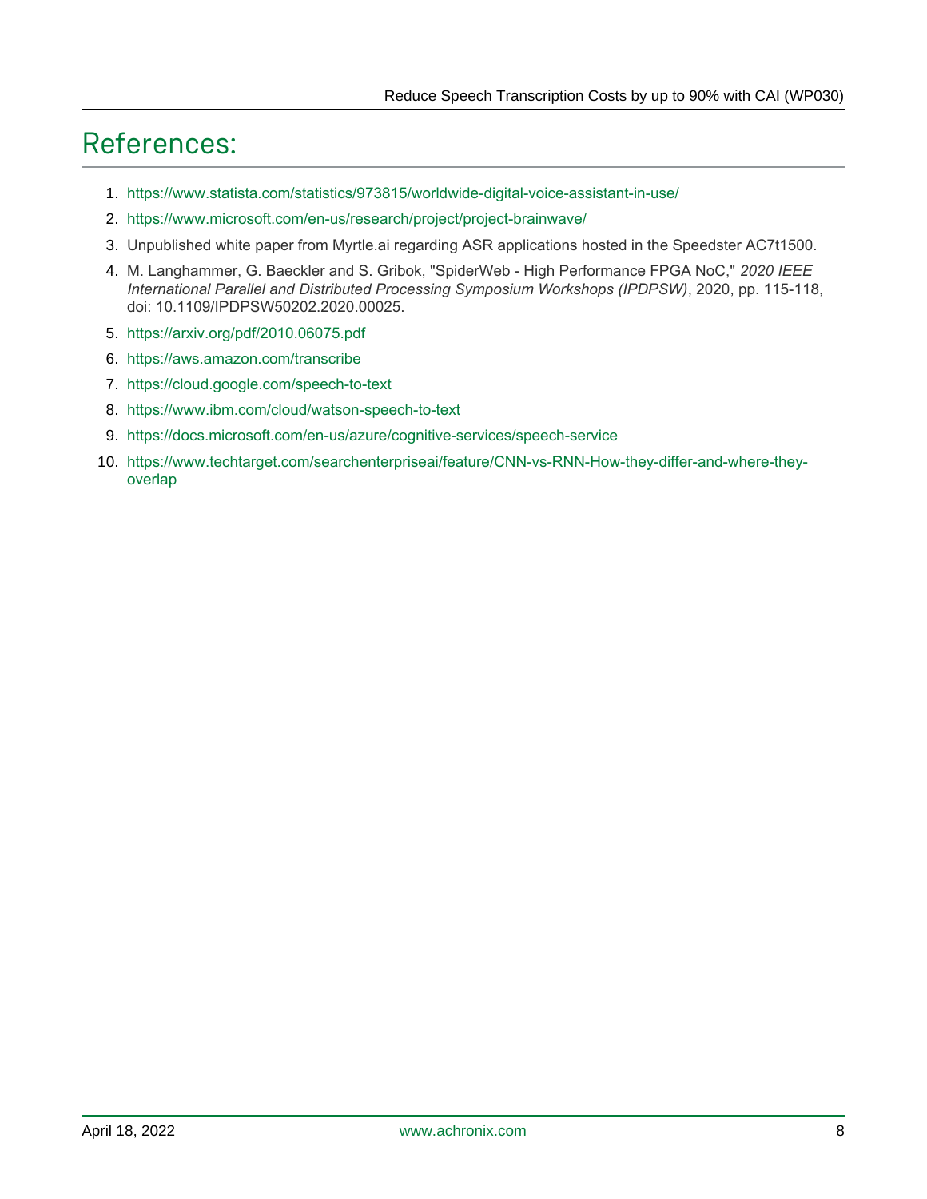# References:

1. https://www.statista.com/statistics/973815/worldwide-digital-voice-assistant-in-use/
2. https://www.microsoft.com/en-us/research/project/project-brainwave/
3. Unpublished white paper from Myrtle.ai regarding ASR applications hosted in the Speedster AC7t1500.
4. M. Langhammer, G. Baeckler and S. Gribok, "SpiderWeb - High Performance FPGA NoC," *2020 IEEE International Parallel and Distributed Processing Symposium Workshops (IPDPSW)*, 2020, pp. 115-118, doi: 10.1109/IPDPSW50202.2020.00025.
5. https://arxiv.org/pdf/2010.06075.pdf
6. https://aws.amazon.com/transcribe
7. https://cloud.google.com/speech-to-text
8. https://www.ibm.com/cloud/watson-speech-to-text
9. https://docs.microsoft.com/en-us/azure/cognitive-services/speech-service
10. https://www.techtarget.com/searchenterpriseai/feature/CNN-vs-RNN-How-they-differ-and-where-they-overlap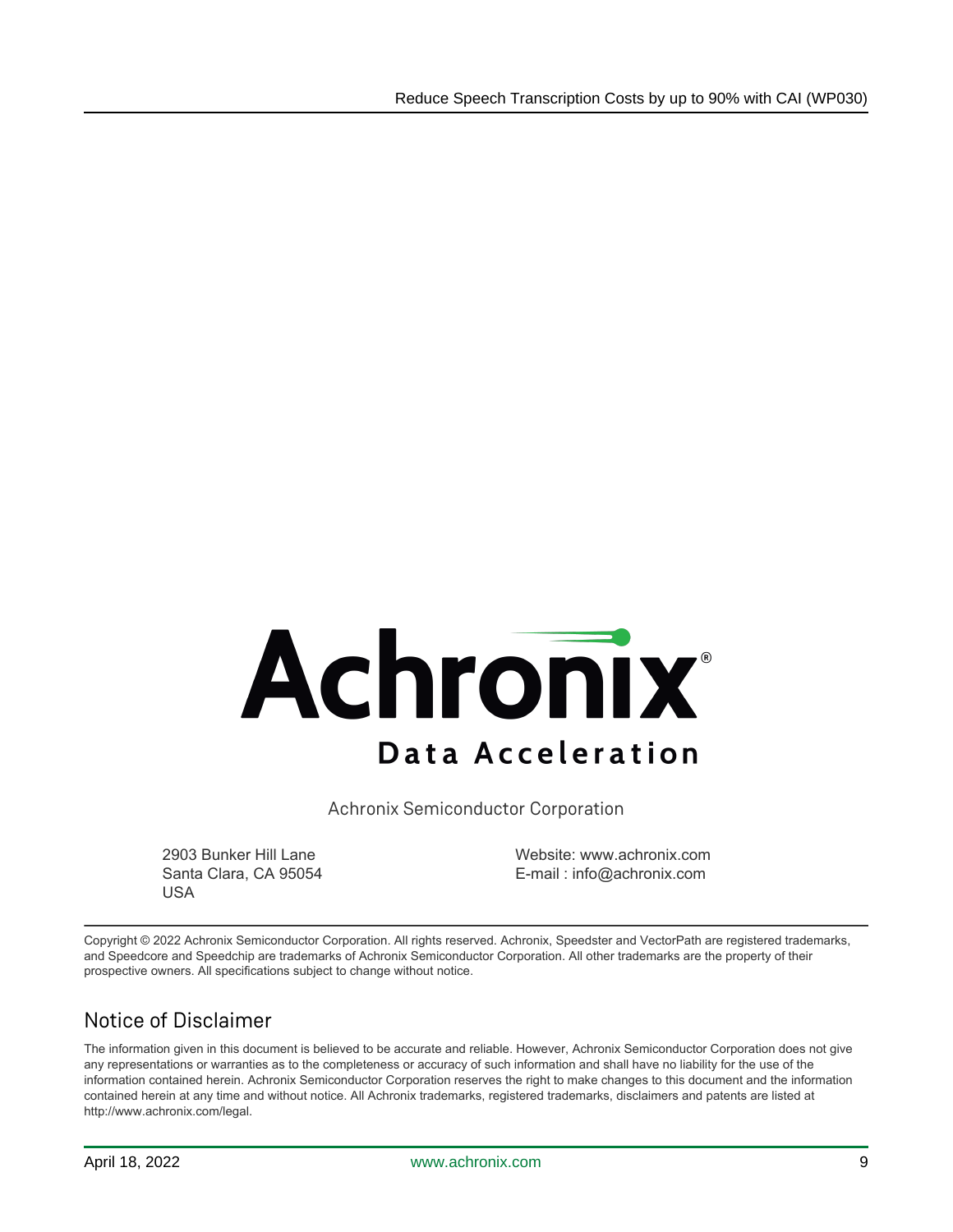Achronix®

Data Acceleration

Achronix Semiconductor Corporation

2903 Bunker Hill Lane
Santa Clara, CA 95054
USA

Website: www.achronix.com
E-mail : info@achronix.com

Copyright © 2022 Achronix Semiconductor Corporation. All rights reserved. Achronix, Speedster and VectorPath are registered trademarks, and Speedcore and Speedchip are trademarks of Achronix Semiconductor Corporation. All other trademarks are the property of their prospective owners. All specifications subject to change without notice.

## Notice of Disclaimer

The information given in this document is believed to be accurate and reliable. However, Achronix Semiconductor Corporation does not give any representations or warranties as to the completeness or accuracy of such information and shall have no liability for the use of the information contained herein. Achronix Semiconductor Corporation reserves the right to make changes to this document and the information contained herein at any time and without notice. All Achronix trademarks, registered trademarks, disclaimers and patents are listed at http://www.achronix.com/legal.